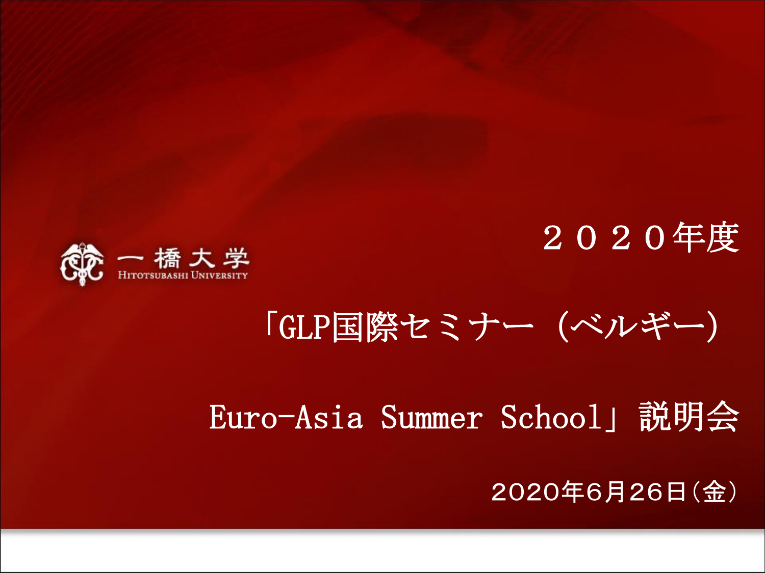一橋大学
HITOTSUBASHI UNIVERSITY

# ２０２０年度

# 「GLP国際セミナー（ベルギー）Euro-Asia Summer School」説明会

2020年6月26日（金）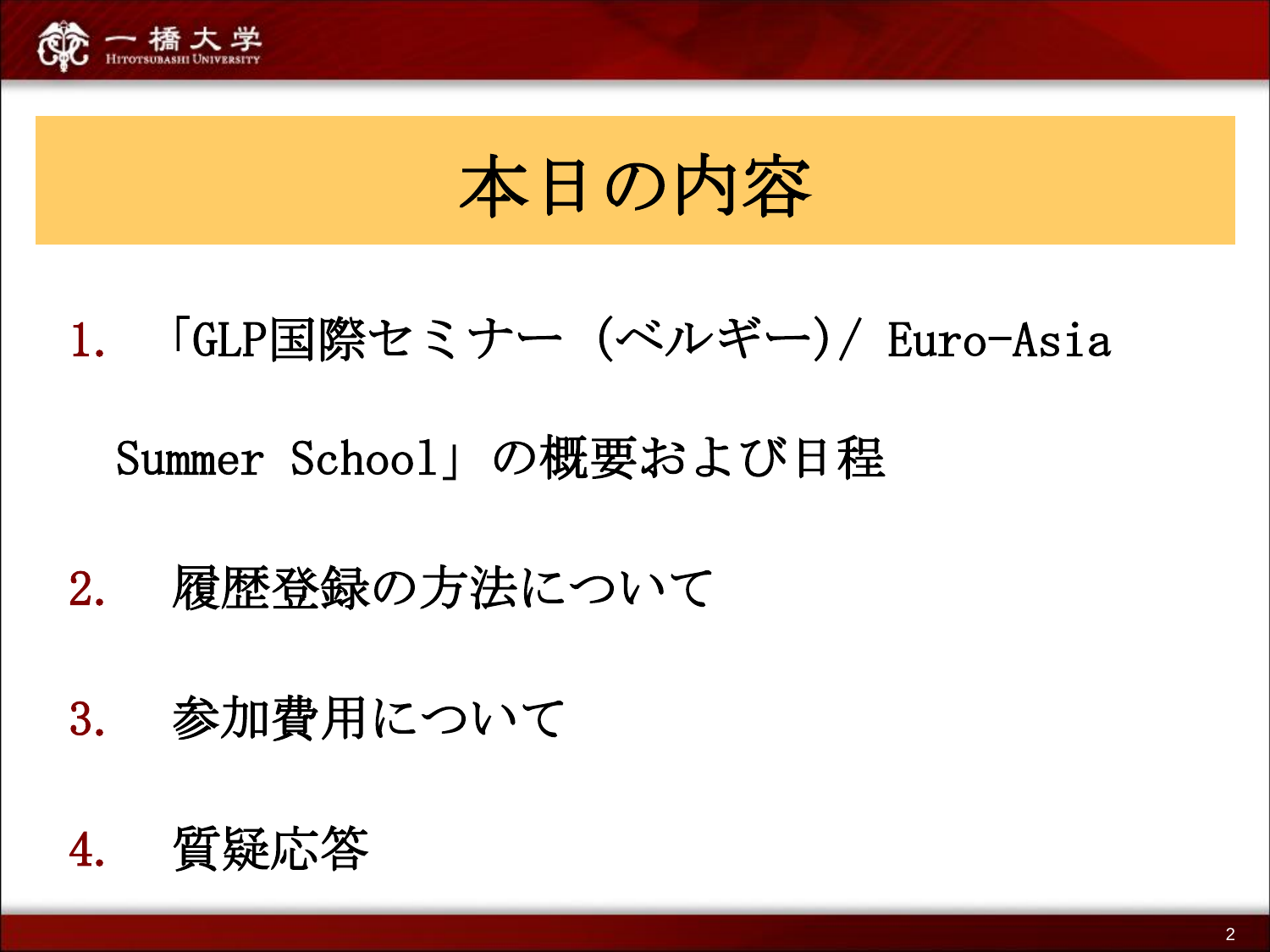# 本日の内容

1. 「GLP国際セミナー（ベルギー）/ Euro-Asia Summer School」の概要および日程
2. 履歴登録の方法について
3. 参加費用について
4. 質疑応答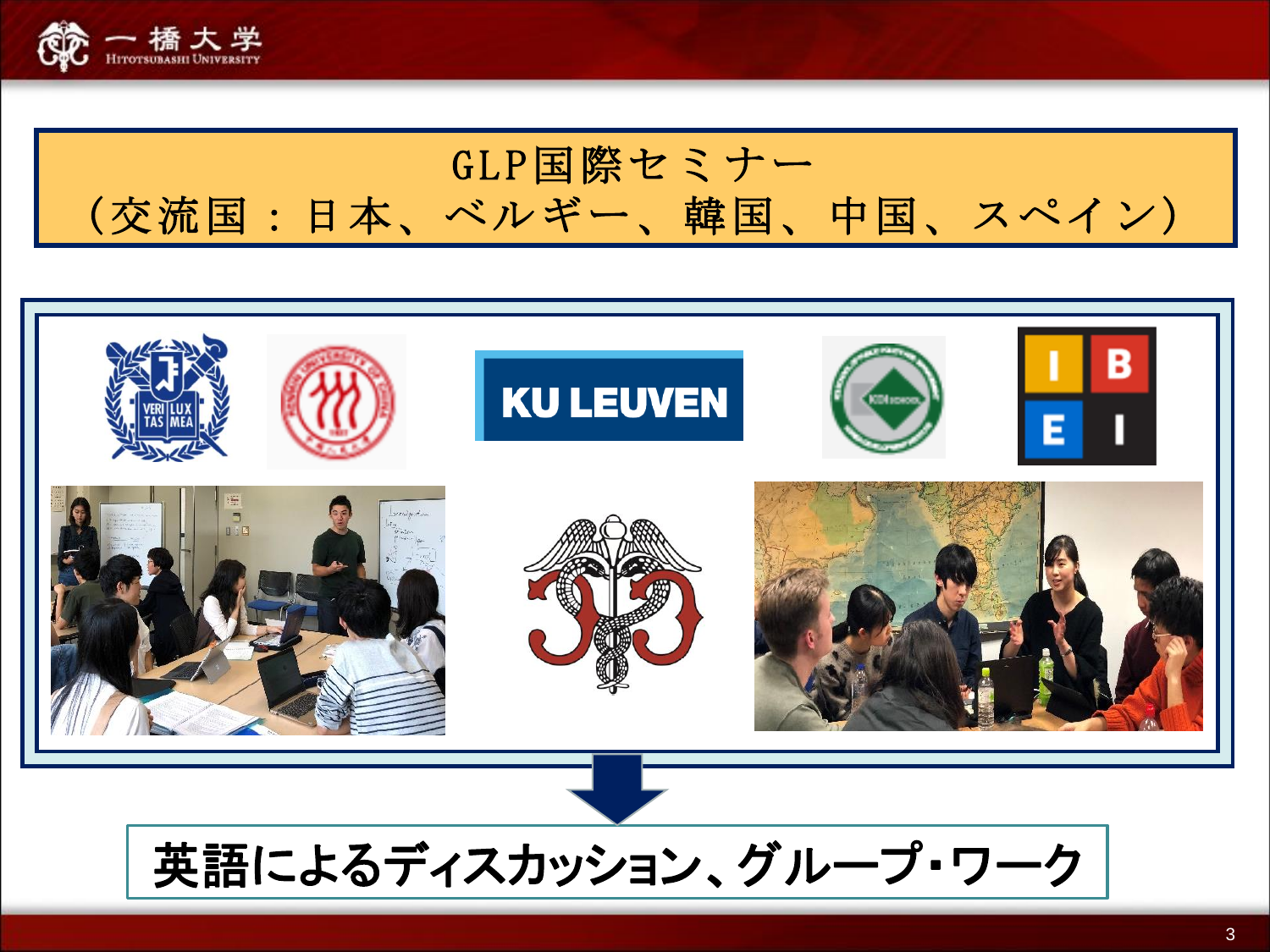# GLP国際セミナー
# （交流国：日本、ベルギー、韓国、中国、スペイン）

KU LEUVEN

英語によるディスカッション、グループ・ワーク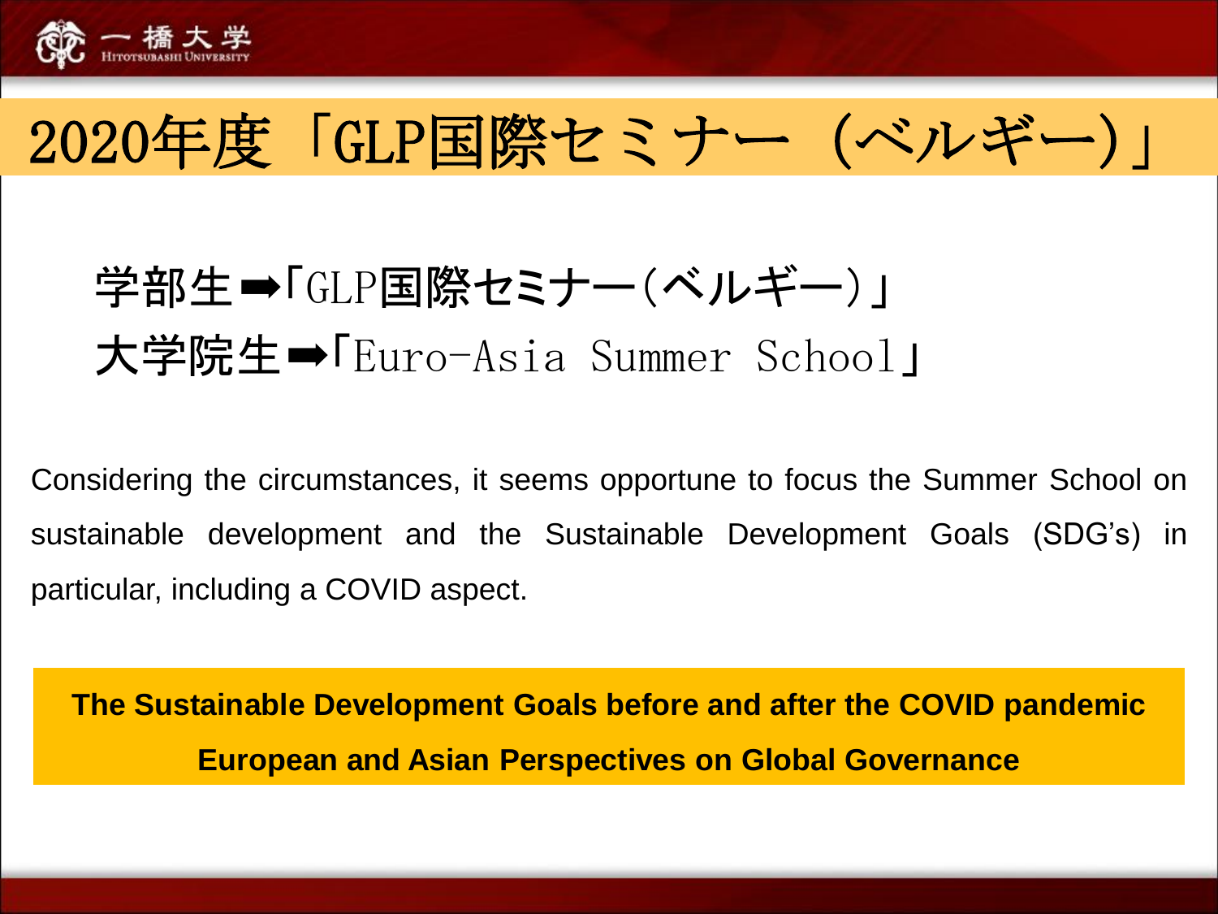# 2020年度「GLP国際セミナー（ベルギー）」

学部生➡「GLP国際セミナー(ベルギー)」
大学院生➡「Euro-Asia Summer School」

Considering the circumstances, it seems opportune to focus the Summer School on sustainable development and the Sustainable Development Goals (SDG's) in particular, including a COVID aspect.

**The Sustainable Development Goals before and after the COVID pandemic**

**European and Asian Perspectives on Global Governance**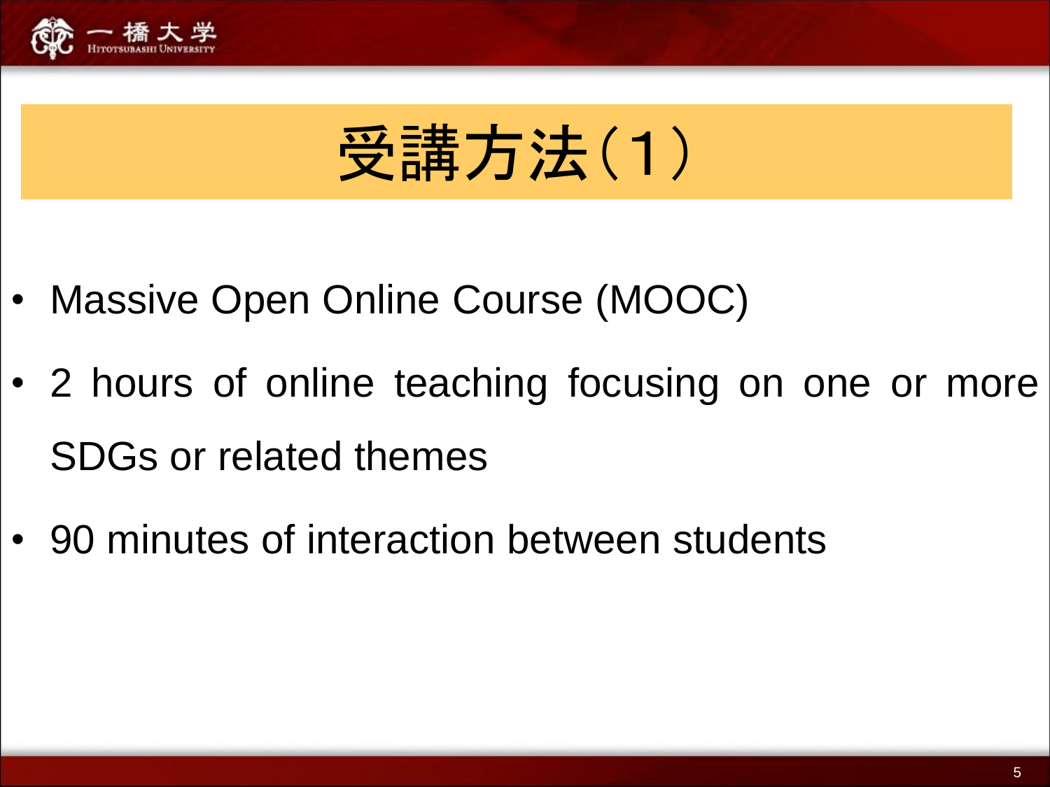# 受講方法（1）

- Massive Open Online Course (MOOC)
- 2 hours of online teaching focusing on one or more SDGs or related themes
- 90 minutes of interaction between students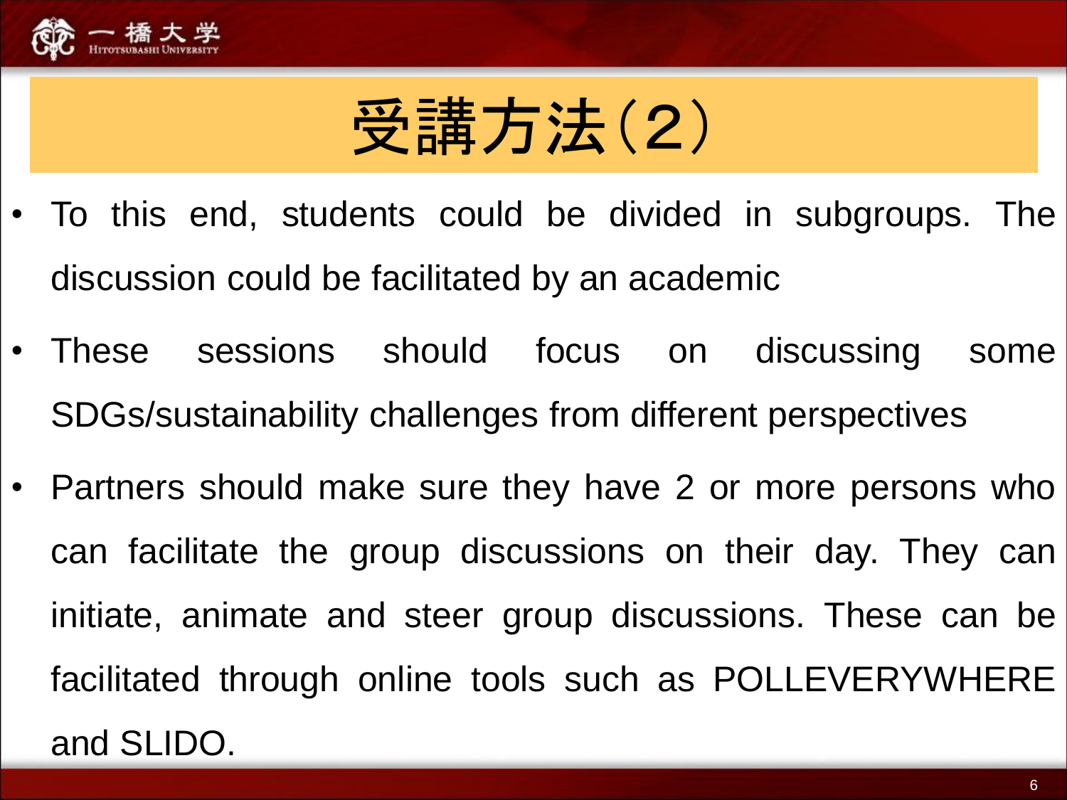# 受講方法（2）

- To this end, students could be divided in subgroups. The discussion could be facilitated by an academic
- These sessions should focus on discussing some SDGs/sustainability challenges from different perspectives
- Partners should make sure they have 2 or more persons who can facilitate the group discussions on their day. They can initiate, animate and steer group discussions. These can be facilitated through online tools such as POLLEVERYWHERE and SLIDO.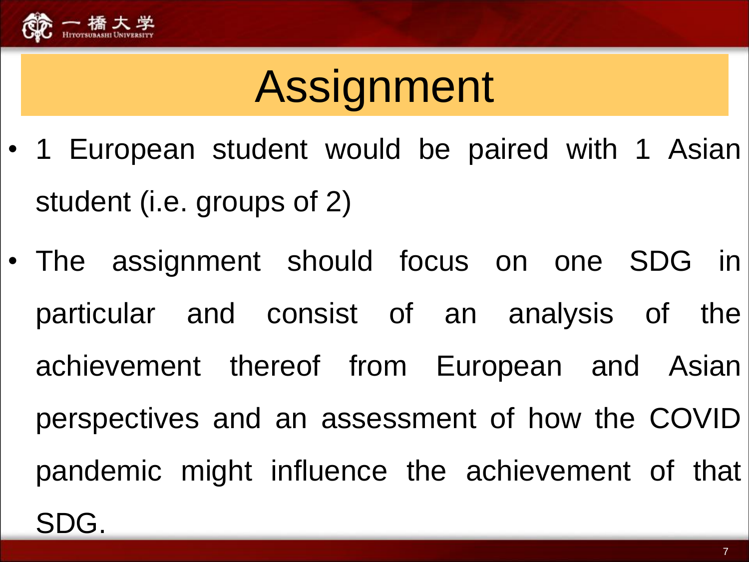# Assignment

- 1 European student would be paired with 1 Asian student (i.e. groups of 2)
- The assignment should focus on one SDG in particular and consist of an analysis of the achievement thereof from European and Asian perspectives and an assessment of how the COVID pandemic might influence the achievement of that SDG.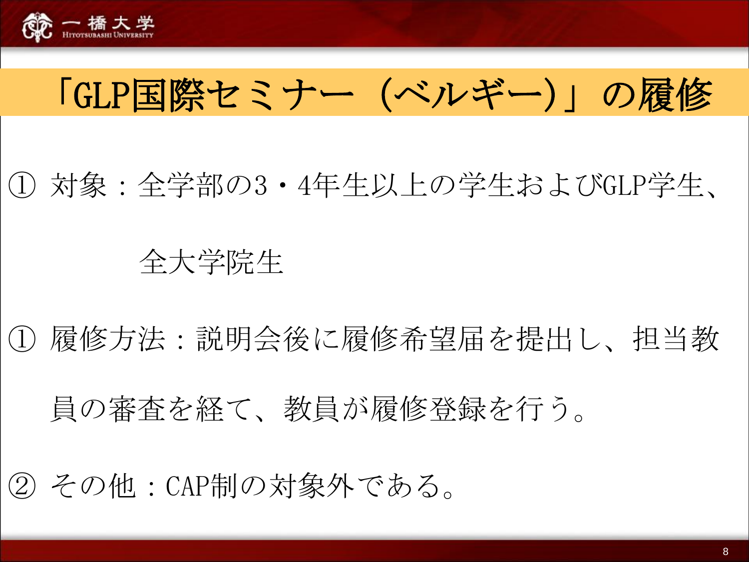# 「GLP国際セミナー（ベルギー）」の履修

① 対象：全学部の3・4年生以上の学生およびGLP学生、
　　　全大学院生

① 履修方法：説明会後に履修希望届を提出し、担当教員の審査を経て、教員が履修登録を行う。

② その他：CAP制の対象外である。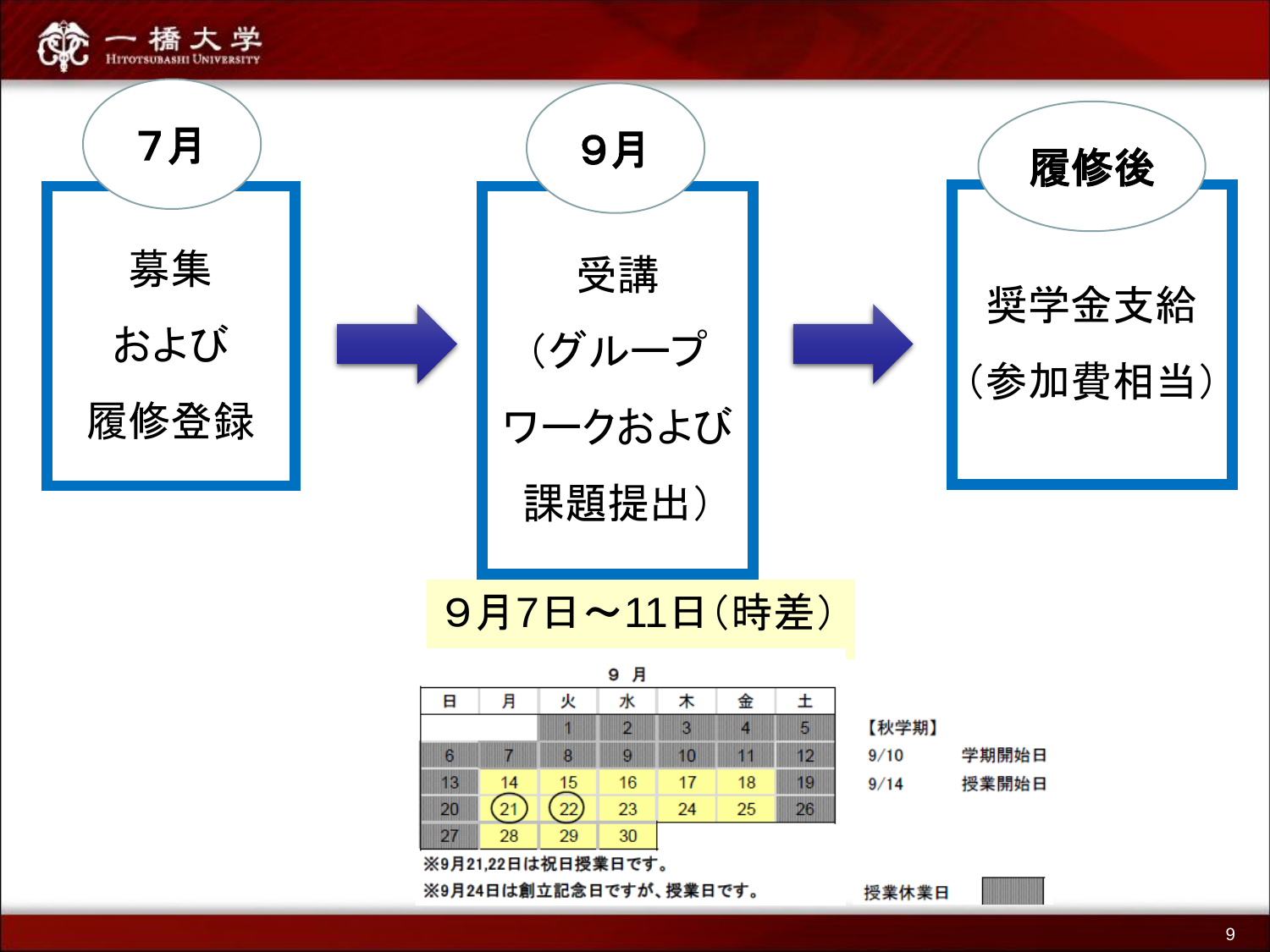## 7月

募集
および
履修登録

→

## 9月

受講
（グループ
ワークおよび
課題提出）

→

## 履修後

奨学金支給
（参加費相当）

9月7日～11日（時差）

**9 月**

| 日 | 月 | 火 | 水 | 木 | 金 | 土 |
|---|---|---|---|---|---|---|
| | | 1 | 2 | 3 | 4 | 5 |
| 6 | 7 | 8 | 9 | 10 | 11 | 12 |
| 13 | 14 | 15 | 16 | 17 | 18 | 19 |
| 20 | 21 | 22 | 23 | 24 | 25 | 26 |
| 27 | 28 | 29 | 30 | | | |

※9月21,22日は祝日授業日です。
※9月24日は創立記念日ですが、授業日です。

【秋学期】
9/10　学期開始日
9/14　授業開始日

授業休業日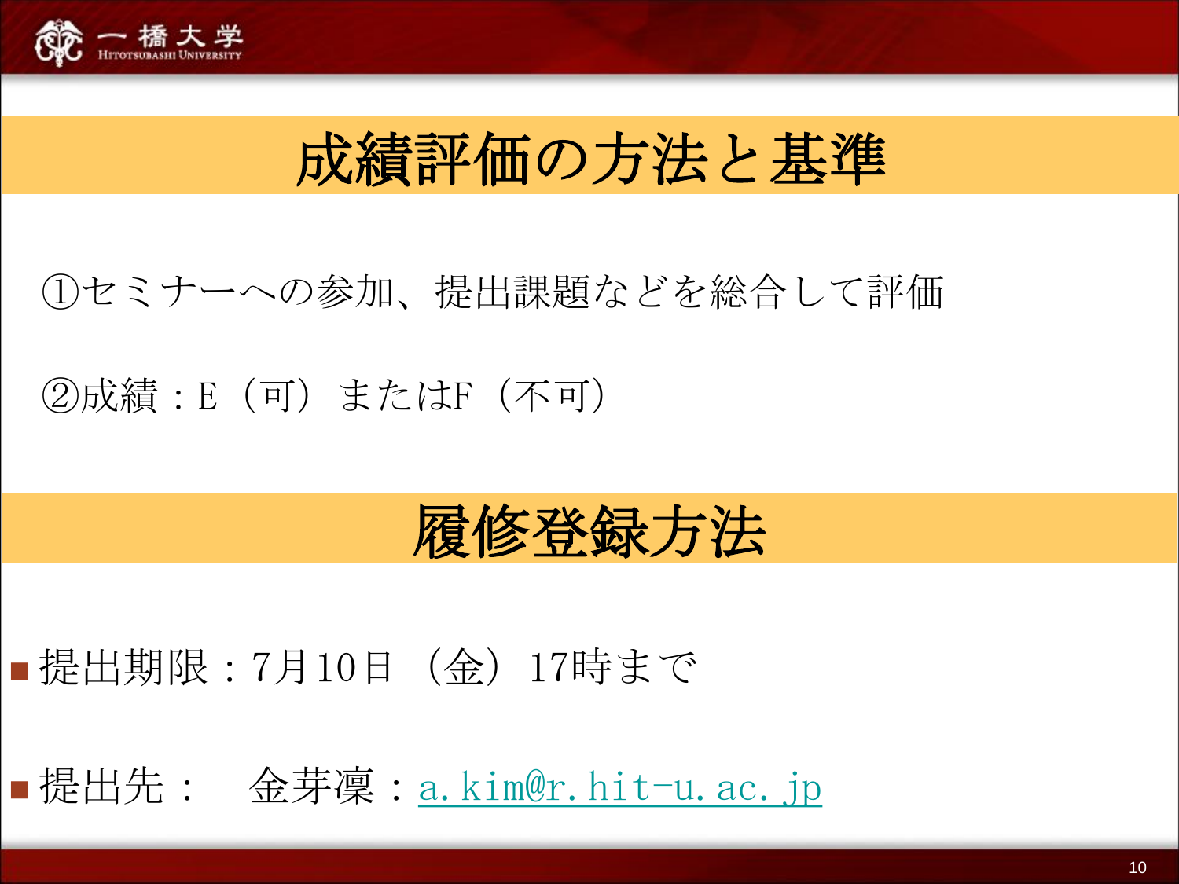## 成績評価の方法と基準

①セミナーへの参加、提出課題などを総合して評価

②成績：E（可）またはF（不可）

## 履修登録方法

- 提出期限：7月10日（金）17時まで
- 提出先：　金芽凜：a.kim@r.hit-u.ac.jp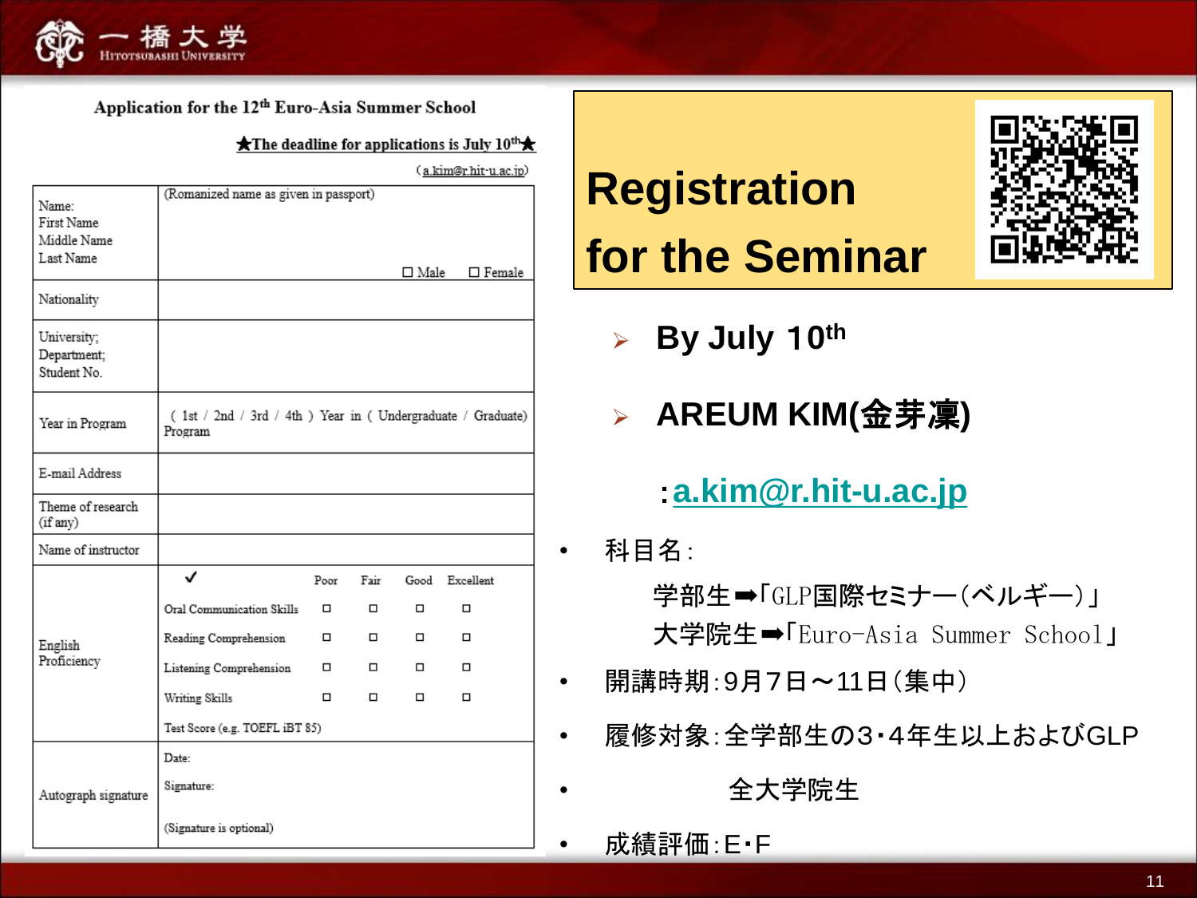## Application for the 12th Euro-Asia Summer School

**★The deadline for applications is July 10th★**

(a.kim@r.hit-u.ac.jp)

| | |
|---|---|
| Name:<br>First Name<br>Middle Name<br>Last Name | (Romanized name as given in passport)<br><br>☐ Male ☐ Female |
| Nationality | |
| University;<br>Department;<br>Student No. | |
| Year in Program | ( 1st / 2nd / 3rd / 4th ) Year in ( Undergraduate / Graduate) Program |
| E-mail Address | |
| Theme of research (if any) | |
| Name of instructor | |
| English Proficiency | ✓ Poor / Fair / Good / Excellent<br>Oral Communication Skills ☐ ☐ ☐ ☐<br>Reading Comprehension ☐ ☐ ☐ ☐<br>Listening Comprehension ☐ ☐ ☐ ☐<br>Writing Skills ☐ ☐ ☐ ☐<br>Test Score (e.g. TOEFL iBT 85) |
| Autograph signature | Date:<br>Signature:<br><br>(Signature is optional) |

## Registration for the Seminar

- By July 10th
- AREUM KIM(金芽凜)

  :a.kim@r.hit-u.ac.jp

- 科目名:

  学部生➡「GLP国際セミナー(ベルギー)」

  大学院生➡「Euro-Asia Summer School」

- 開講時期:9月7日～11日(集中)
- 履修対象:全学部生の3･4年生以上およびGLP
- 全大学院生
- 成績評価:E･F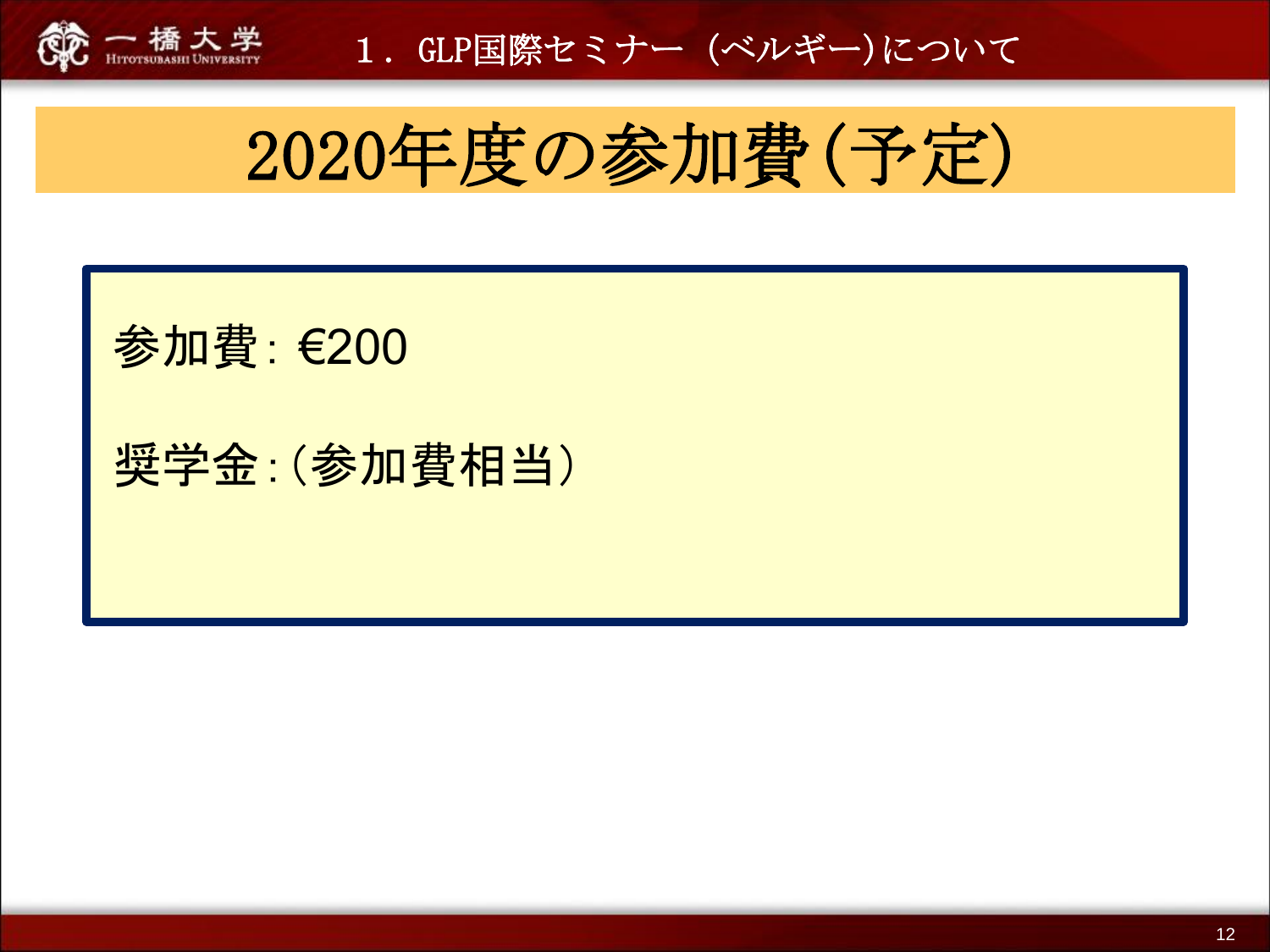# 2020年度の参加費(予定)

参加費: €200

奨学金:(参加費相当)